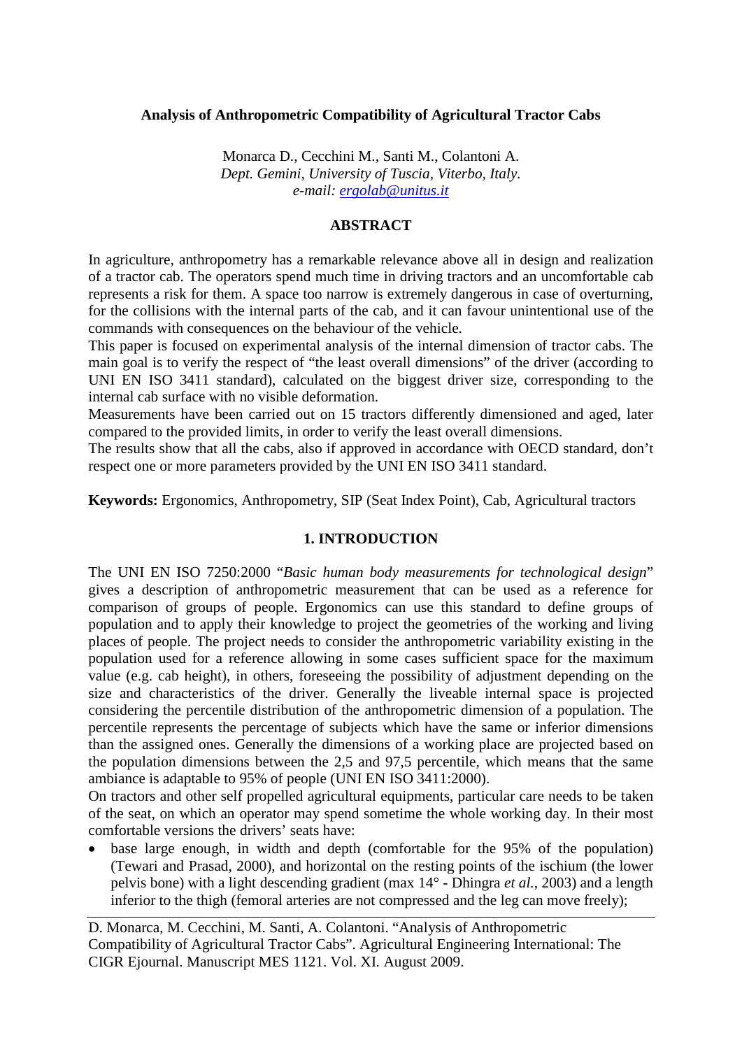# Analysis of Anthropometric Compatibility of Agricultural Tractor Cabs

Monarca D., Cecchini M., Santi M., Colantoni A.
*Dept. Gemini, University of Tuscia, Viterbo, Italy.*
*e-mail: ergolab@unitus.it*

## ABSTRACT

In agriculture, anthropometry has a remarkable relevance above all in design and realization of a tractor cab. The operators spend much time in driving tractors and an uncomfortable cab represents a risk for them. A space too narrow is extremely dangerous in case of overturning, for the collisions with the internal parts of the cab, and it can favour unintentional use of the commands with consequences on the behaviour of the vehicle.

This paper is focused on experimental analysis of the internal dimension of tractor cabs. The main goal is to verify the respect of "the least overall dimensions" of the driver (according to UNI EN ISO 3411 standard), calculated on the biggest driver size, corresponding to the internal cab surface with no visible deformation.

Measurements have been carried out on 15 tractors differently dimensioned and aged, later compared to the provided limits, in order to verify the least overall dimensions.

The results show that all the cabs, also if approved in accordance with OECD standard, don't respect one or more parameters provided by the UNI EN ISO 3411 standard.

**Keywords:** Ergonomics, Anthropometry, SIP (Seat Index Point), Cab, Agricultural tractors

## 1. INTRODUCTION

The UNI EN ISO 7250:2000 "*Basic human body measurements for technological design*" gives a description of anthropometric measurement that can be used as a reference for comparison of groups of people. Ergonomics can use this standard to define groups of population and to apply their knowledge to project the geometries of the working and living places of people. The project needs to consider the anthropometric variability existing in the population used for a reference allowing in some cases sufficient space for the maximum value (e.g. cab height), in others, foreseeing the possibility of adjustment depending on the size and characteristics of the driver. Generally the liveable internal space is projected considering the percentile distribution of the anthropometric dimension of a population. The percentile represents the percentage of subjects which have the same or inferior dimensions than the assigned ones. Generally the dimensions of a working place are projected based on the population dimensions between the 2,5 and 97,5 percentile, which means that the same ambiance is adaptable to 95% of people (UNI EN ISO 3411:2000).

On tractors and other self propelled agricultural equipments, particular care needs to be taken of the seat, on which an operator may spend sometime the whole working day. In their most comfortable versions the drivers' seats have:

- base large enough, in width and depth (comfortable for the 95% of the population) (Tewari and Prasad, 2000), and horizontal on the resting points of the ischium (the lower pelvis bone) with a light descending gradient (max 14° - Dhingra *et al.*, 2003) and a length inferior to the thigh (femoral arteries are not compressed and the leg can move freely);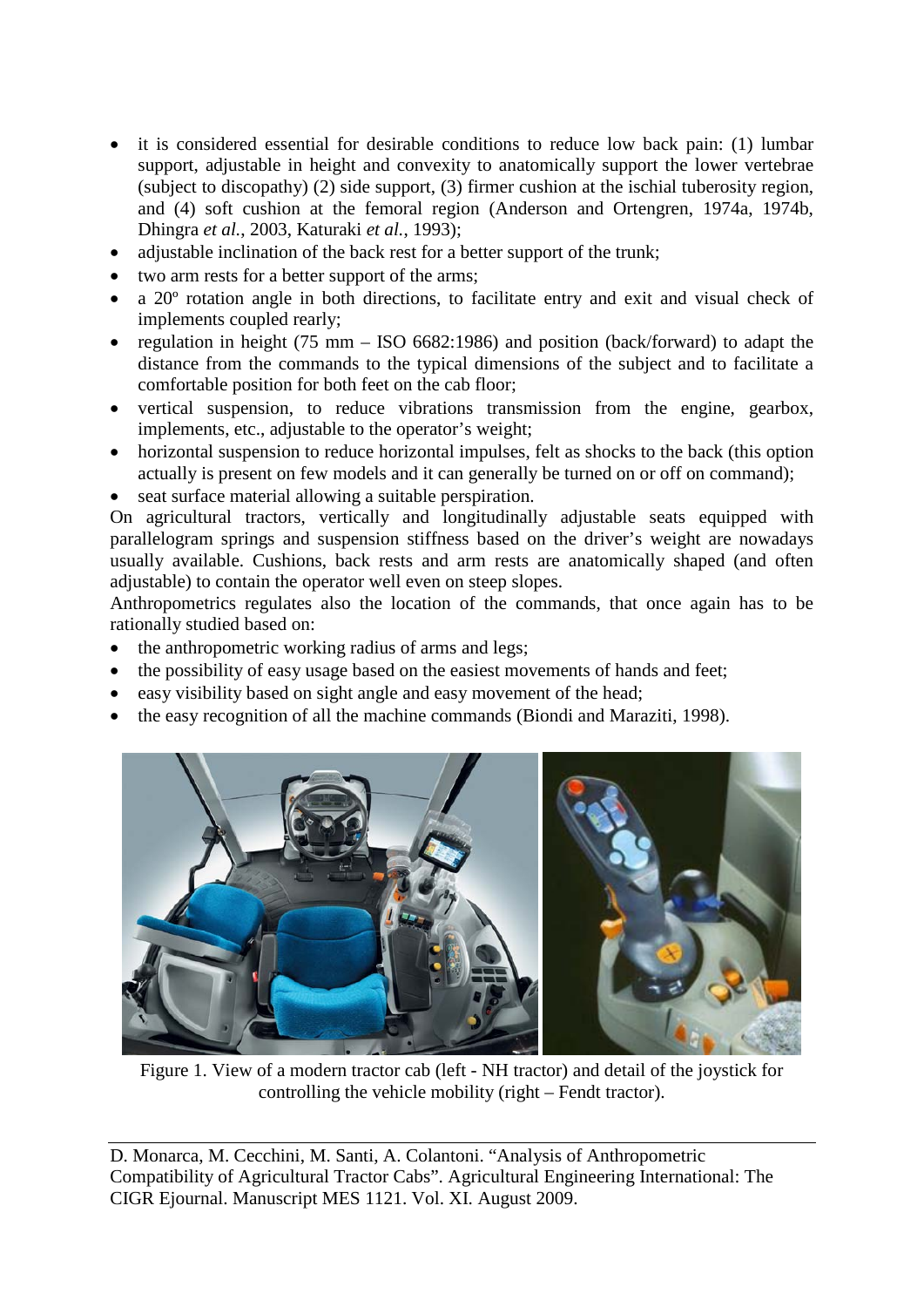- it is considered essential for desirable conditions to reduce low back pain: (1) lumbar support, adjustable in height and convexity to anatomically support the lower vertebrae (subject to discopathy) (2) side support, (3) firmer cushion at the ischial tuberosity region, and (4) soft cushion at the femoral region (Anderson and Ortengren, 1974a, 1974b, Dhingra *et al.*, 2003, Katuraki *et al.*, 1993);
- adjustable inclination of the back rest for a better support of the trunk;
- two arm rests for a better support of the arms;
- a 20º rotation angle in both directions, to facilitate entry and exit and visual check of implements coupled rearly;
- regulation in height (75 mm – ISO 6682:1986) and position (back/forward) to adapt the distance from the commands to the typical dimensions of the subject and to facilitate a comfortable position for both feet on the cab floor;
- vertical suspension, to reduce vibrations transmission from the engine, gearbox, implements, etc., adjustable to the operator's weight;
- horizontal suspension to reduce horizontal impulses, felt as shocks to the back (this option actually is present on few models and it can generally be turned on or off on command);
- seat surface material allowing a suitable perspiration.

On agricultural tractors, vertically and longitudinally adjustable seats equipped with parallelogram springs and suspension stiffness based on the driver's weight are nowadays usually available. Cushions, back rests and arm rests are anatomically shaped (and often adjustable) to contain the operator well even on steep slopes.

Anthropometrics regulates also the location of the commands, that once again has to be rationally studied based on:

- the anthropometric working radius of arms and legs;
- the possibility of easy usage based on the easiest movements of hands and feet;
- easy visibility based on sight angle and easy movement of the head;
- the easy recognition of all the machine commands (Biondi and Maraziti, 1998).

Figure 1. View of a modern tractor cab (left - NH tractor) and detail of the joystick for controlling the vehicle mobility (right – Fendt tractor).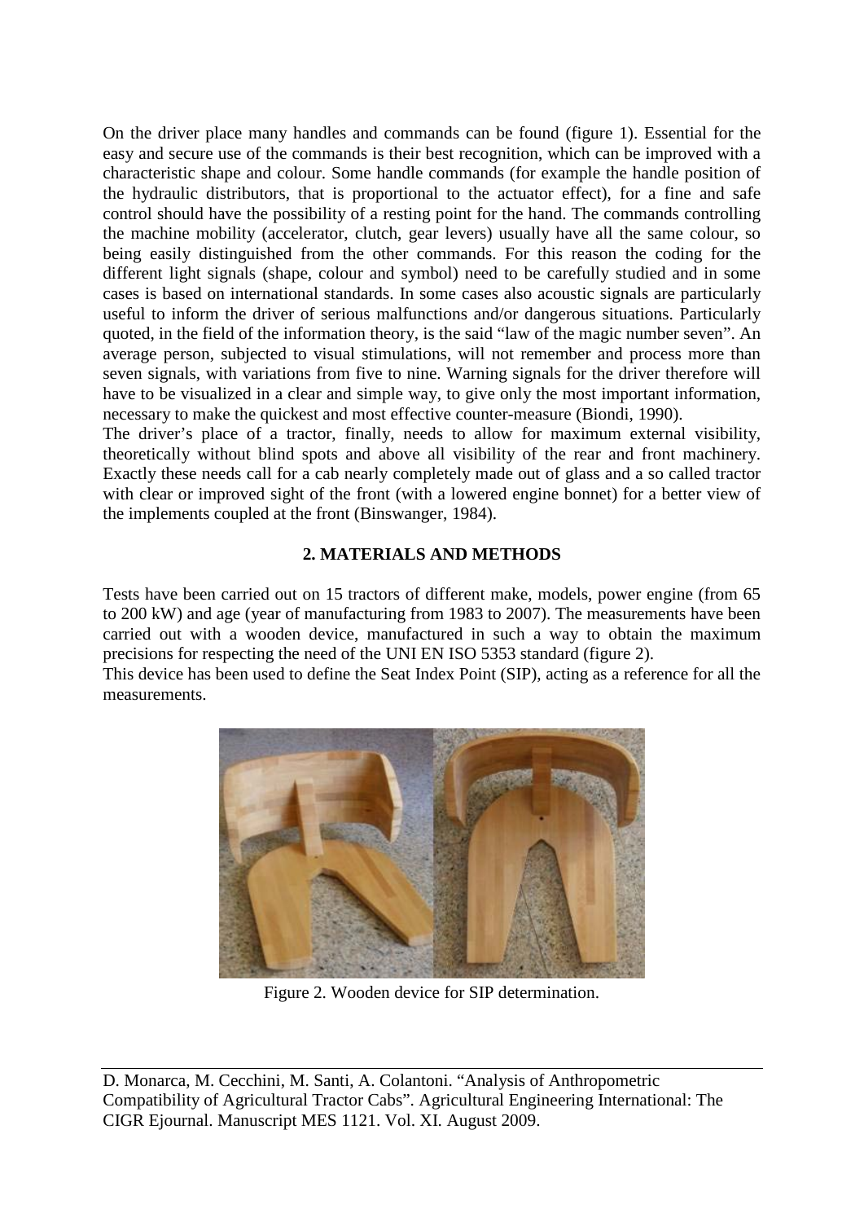On the driver place many handles and commands can be found (figure 1). Essential for the easy and secure use of the commands is their best recognition, which can be improved with a characteristic shape and colour. Some handle commands (for example the handle position of the hydraulic distributors, that is proportional to the actuator effect), for a fine and safe control should have the possibility of a resting point for the hand. The commands controlling the machine mobility (accelerator, clutch, gear levers) usually have all the same colour, so being easily distinguished from the other commands. For this reason the coding for the different light signals (shape, colour and symbol) need to be carefully studied and in some cases is based on international standards. In some cases also acoustic signals are particularly useful to inform the driver of serious malfunctions and/or dangerous situations. Particularly quoted, in the field of the information theory, is the said "law of the magic number seven". An average person, subjected to visual stimulations, will not remember and process more than seven signals, with variations from five to nine. Warning signals for the driver therefore will have to be visualized in a clear and simple way, to give only the most important information, necessary to make the quickest and most effective counter-measure (Biondi, 1990).

The driver's place of a tractor, finally, needs to allow for maximum external visibility, theoretically without blind spots and above all visibility of the rear and front machinery. Exactly these needs call for a cab nearly completely made out of glass and a so called tractor with clear or improved sight of the front (with a lowered engine bonnet) for a better view of the implements coupled at the front (Binswanger, 1984).

## 2. MATERIALS AND METHODS

Tests have been carried out on 15 tractors of different make, models, power engine (from 65 to 200 kW) and age (year of manufacturing from 1983 to 2007). The measurements have been carried out with a wooden device, manufactured in such a way to obtain the maximum precisions for respecting the need of the UNI EN ISO 5353 standard (figure 2).

This device has been used to define the Seat Index Point (SIP), acting as a reference for all the measurements.

Figure 2. Wooden device for SIP determination.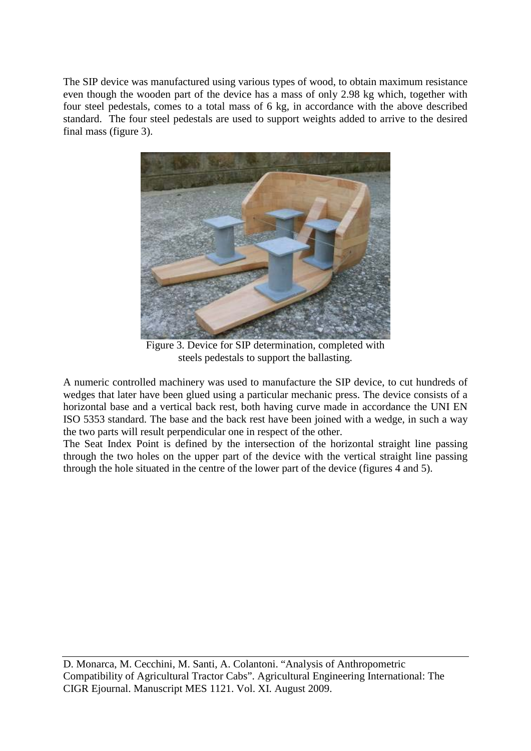The SIP device was manufactured using various types of wood, to obtain maximum resistance even though the wooden part of the device has a mass of only 2.98 kg which, together with four steel pedestals, comes to a total mass of 6 kg, in accordance with the above described standard. The four steel pedestals are used to support weights added to arrive to the desired final mass (figure 3).

Figure 3. Device for SIP determination, completed with steels pedestals to support the ballasting.

A numeric controlled machinery was used to manufacture the SIP device, to cut hundreds of wedges that later have been glued using a particular mechanic press. The device consists of a horizontal base and a vertical back rest, both having curve made in accordance the UNI EN ISO 5353 standard. The base and the back rest have been joined with a wedge, in such a way the two parts will result perpendicular one in respect of the other.

The Seat Index Point is defined by the intersection of the horizontal straight line passing through the two holes on the upper part of the device with the vertical straight line passing through the hole situated in the centre of the lower part of the device (figures 4 and 5).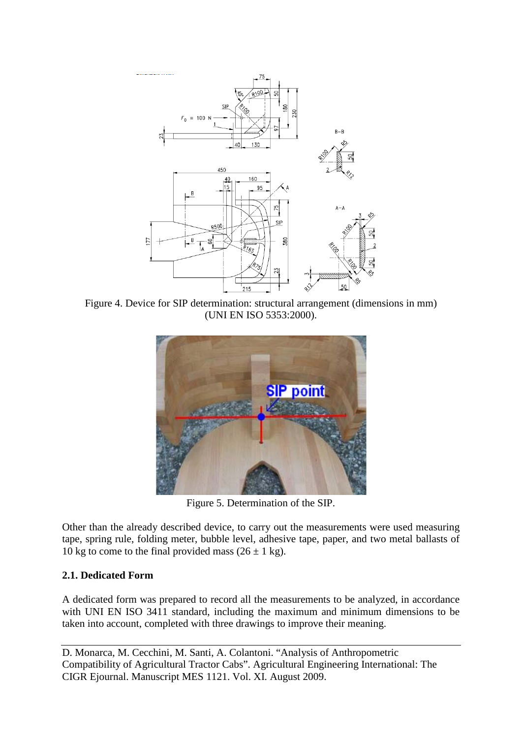Figure 4. Device for SIP determination: structural arrangement (dimensions in mm) (UNI EN ISO 5353:2000).

Figure 5. Determination of the SIP.

Other than the already described device, to carry out the measurements were used measuring tape, spring rule, folding meter, bubble level, adhesive tape, paper, and two metal ballasts of 10 kg to come to the final provided mass ($26 \pm 1$ kg).

### 2.1. Dedicated Form

A dedicated form was prepared to record all the measurements to be analyzed, in accordance with UNI EN ISO 3411 standard, including the maximum and minimum dimensions to be taken into account, completed with three drawings to improve their meaning.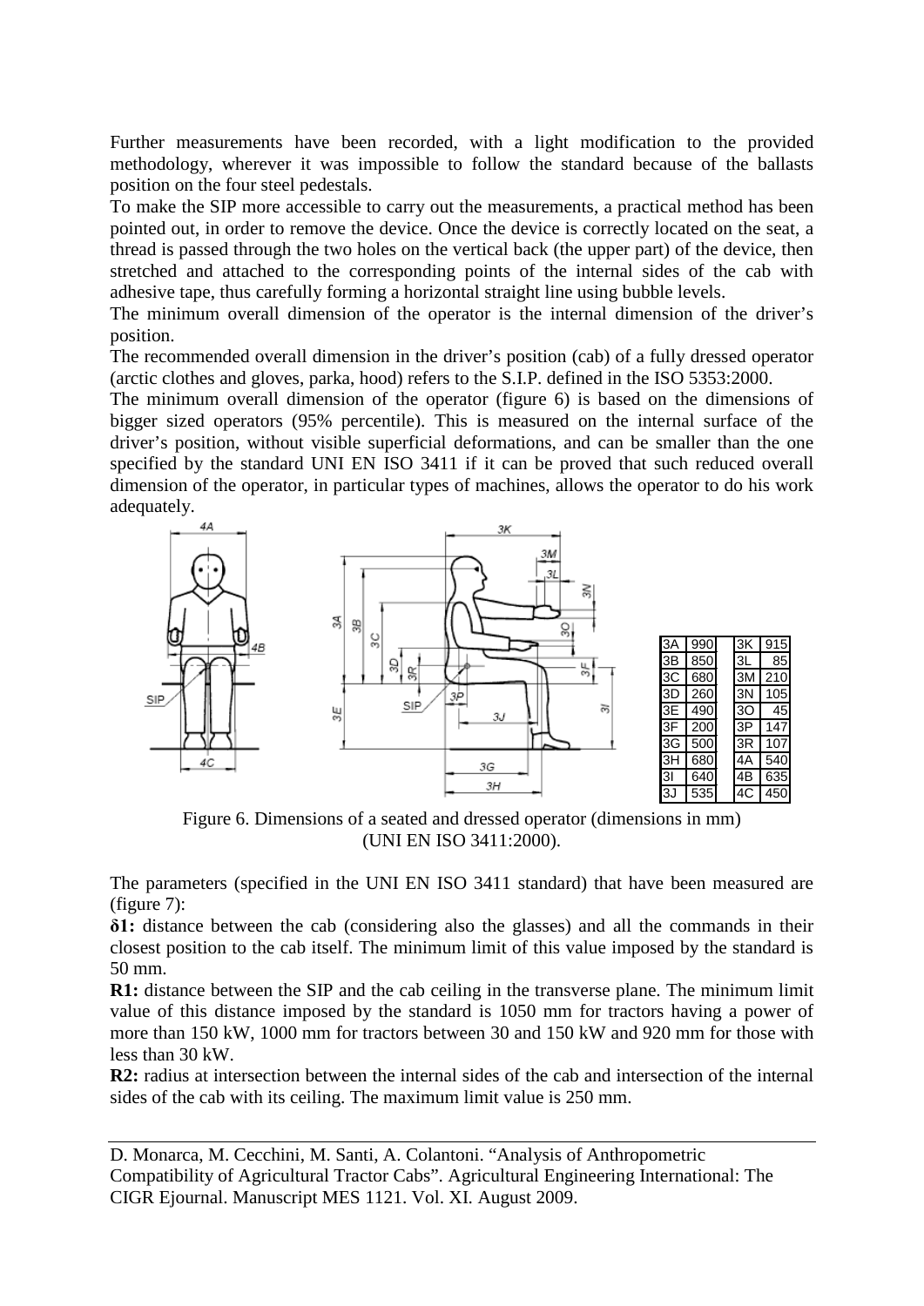Further measurements have been recorded, with a light modification to the provided methodology, wherever it was impossible to follow the standard because of the ballasts position on the four steel pedestals.

To make the SIP more accessible to carry out the measurements, a practical method has been pointed out, in order to remove the device. Once the device is correctly located on the seat, a thread is passed through the two holes on the vertical back (the upper part) of the device, then stretched and attached to the corresponding points of the internal sides of the cab with adhesive tape, thus carefully forming a horizontal straight line using bubble levels.

The minimum overall dimension of the operator is the internal dimension of the driver's position.

The recommended overall dimension in the driver's position (cab) of a fully dressed operator (arctic clothes and gloves, parka, hood) refers to the S.I.P. defined in the ISO 5353:2000.

The minimum overall dimension of the operator (figure 6) is based on the dimensions of bigger sized operators (95% percentile). This is measured on the internal surface of the driver's position, without visible superficial deformations, and can be smaller than the one specified by the standard UNI EN ISO 3411 if it can be proved that such reduced overall dimension of the operator, in particular types of machines, allows the operator to do his work adequately.

| | | | |
|---|---|---|---|
| 3A | 990 | 3K | 915 |
| 3B | 850 | 3L | 85 |
| 3C | 680 | 3M | 210 |
| 3D | 260 | 3N | 105 |
| 3E | 490 | 3O | 45 |
| 3F | 200 | 3P | 147 |
| 3G | 500 | 3R | 107 |
| 3H | 680 | 4A | 540 |
| 3I | 640 | 4B | 635 |
| 3J | 535 | 4C | 450 |

Figure 6. Dimensions of a seated and dressed operator (dimensions in mm) (UNI EN ISO 3411:2000).

The parameters (specified in the UNI EN ISO 3411 standard) that have been measured are (figure 7):

**δ1:** distance between the cab (considering also the glasses) and all the commands in their closest position to the cab itself. The minimum limit of this value imposed by the standard is 50 mm.

**R1:** distance between the SIP and the cab ceiling in the transverse plane. The minimum limit value of this distance imposed by the standard is 1050 mm for tractors having a power of more than 150 kW, 1000 mm for tractors between 30 and 150 kW and 920 mm for those with less than 30 kW.

**R2:** radius at intersection between the internal sides of the cab and intersection of the internal sides of the cab with its ceiling. The maximum limit value is 250 mm.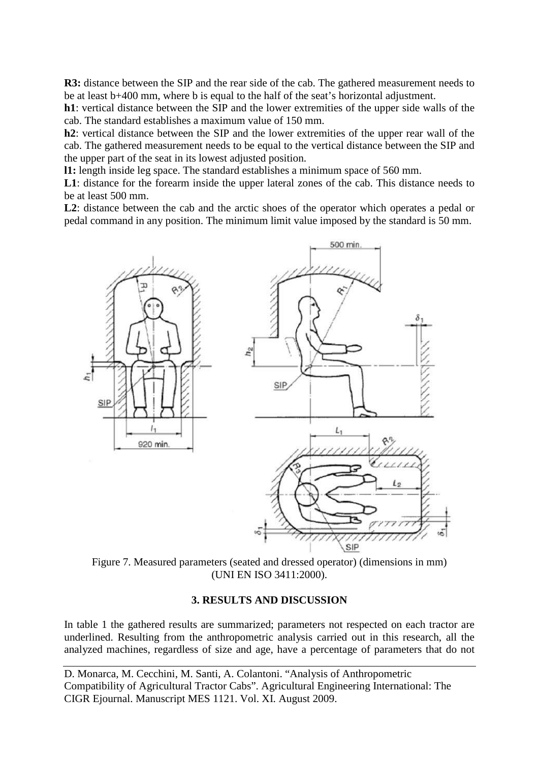**R3:** distance between the SIP and the rear side of the cab. The gathered measurement needs to be at least b+400 mm, where b is equal to the half of the seat's horizontal adjustment.

**h1**: vertical distance between the SIP and the lower extremities of the upper side walls of the cab. The standard establishes a maximum value of 150 mm.

**h2**: vertical distance between the SIP and the lower extremities of the upper rear wall of the cab. The gathered measurement needs to be equal to the vertical distance between the SIP and the upper part of the seat in its lowest adjusted position.

**l1:** length inside leg space. The standard establishes a minimum space of 560 mm.

**L1**: distance for the forearm inside the upper lateral zones of the cab. This distance needs to be at least 500 mm.

**L2**: distance between the cab and the arctic shoes of the operator which operates a pedal or pedal command in any position. The minimum limit value imposed by the standard is 50 mm.

Figure 7. Measured parameters (seated and dressed operator) (dimensions in mm) (UNI EN ISO 3411:2000).

## 3. RESULTS AND DISCUSSION

In table 1 the gathered results are summarized; parameters not respected on each tractor are underlined. Resulting from the anthropometric analysis carried out in this research, all the analyzed machines, regardless of size and age, have a percentage of parameters that do not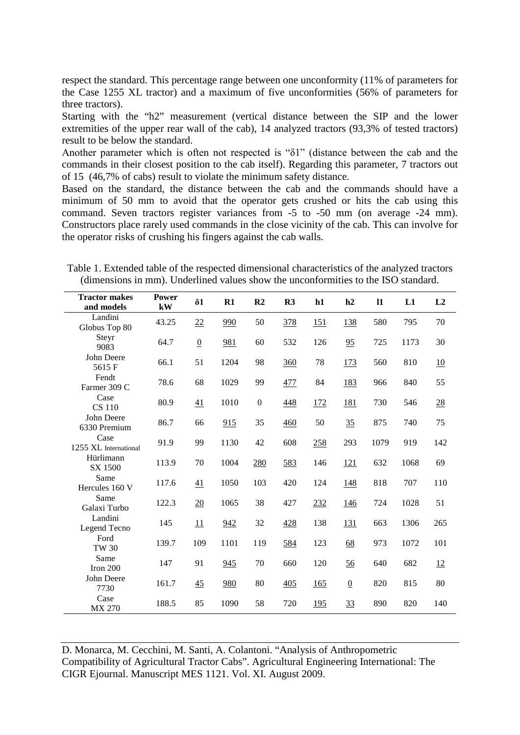respect the standard. This percentage range between one unconformity (11% of parameters for the Case 1255 XL tractor) and a maximum of five unconformities (56% of parameters for three tractors).

Starting with the "h2" measurement (vertical distance between the SIP and the lower extremities of the upper rear wall of the cab), 14 analyzed tractors (93,3% of tested tractors) result to be below the standard.

Another parameter which is often not respected is "δ1" (distance between the cab and the commands in their closest position to the cab itself). Regarding this parameter, 7 tractors out of 15 (46,7% of cabs) result to violate the minimum safety distance.

Based on the standard, the distance between the cab and the commands should have a minimum of 50 mm to avoid that the operator gets crushed or hits the cab using this command. Seven tractors register variances from -5 to -50 mm (on average -24 mm). Constructors place rarely used commands in the close vicinity of the cab. This can involve for the operator risks of crushing his fingers against the cab walls.

Table 1. Extended table of the respected dimensional characteristics of the analyzed tractors (dimensions in mm). Underlined values show the unconformities to the ISO standard.

| Tractor makes and models | Power kW | δ1 | R1 | R2 | R3 | h1 | h2 | l1 | L1 | L2 |
|---|---|---|---|---|---|---|---|---|---|---|
| Landini Globus Top 80 | 43.25 | <u>22</u> | <u>990</u> | 50 | <u>378</u> | <u>151</u> | <u>138</u> | 580 | 795 | 70 |
| Steyr 9083 | 64.7 | <u>0</u> | <u>981</u> | 60 | 532 | 126 | <u>95</u> | 725 | 1173 | 30 |
| John Deere 5615 F | 66.1 | 51 | 1204 | 98 | <u>360</u> | 78 | <u>173</u> | 560 | 810 | <u>10</u> |
| Fendt Farmer 309 C | 78.6 | 68 | 1029 | 99 | <u>477</u> | 84 | <u>183</u> | 966 | 840 | 55 |
| Case CS 110 | 80.9 | <u>41</u> | 1010 | 0 | <u>448</u> | <u>172</u> | <u>181</u> | 730 | 546 | <u>28</u> |
| John Deere 6330 Premium | 86.7 | 66 | <u>915</u> | 35 | <u>460</u> | 50 | <u>35</u> | 875 | 740 | 75 |
| Case 1255 XL International | 91.9 | 99 | 1130 | 42 | 608 | <u>258</u> | 293 | 1079 | 919 | 142 |
| Hürlimann SX 1500 | 113.9 | 70 | 1004 | <u>280</u> | <u>583</u> | 146 | <u>121</u> | 632 | 1068 | 69 |
| Same Hercules 160 V | 117.6 | <u>41</u> | 1050 | 103 | 420 | 124 | <u>148</u> | 818 | 707 | 110 |
| Same Galaxi Turbo | 122.3 | <u>20</u> | 1065 | 38 | 427 | <u>232</u> | <u>146</u> | 724 | 1028 | 51 |
| Landini Legend Tecno | 145 | <u>11</u> | <u>942</u> | 32 | <u>428</u> | 138 | <u>131</u> | 663 | 1306 | 265 |
| Ford TW 30 | 139.7 | 109 | 1101 | 119 | <u>584</u> | 123 | <u>68</u> | 973 | 1072 | 101 |
| Same Iron 200 | 147 | 91 | <u>945</u> | 70 | 660 | 120 | <u>56</u> | 640 | 682 | <u>12</u> |
| John Deere 7730 | 161.7 | <u>45</u> | <u>980</u> | 80 | <u>405</u> | <u>165</u> | <u>0</u> | 820 | 815 | 80 |
| Case MX 270 | 188.5 | 85 | 1090 | 58 | 720 | <u>195</u> | <u>33</u> | 890 | 820 | 140 |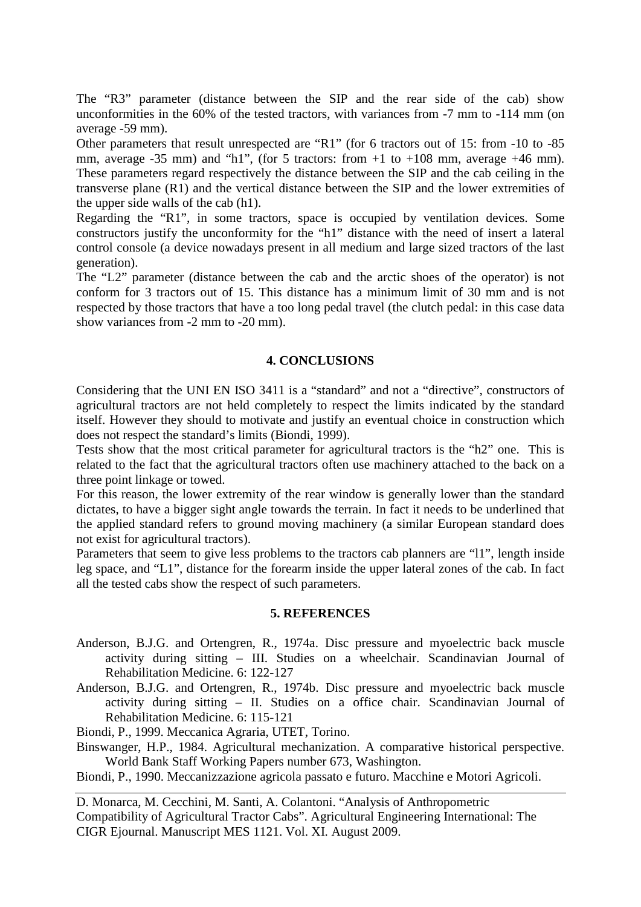The “R3” parameter (distance between the SIP and the rear side of the cab) show unconformities in the 60% of the tested tractors, with variances from -7 mm to -114 mm (on average -59 mm).

Other parameters that result unrespected are “R1” (for 6 tractors out of 15: from -10 to -85 mm, average -35 mm) and “h1”, (for 5 tractors: from +1 to +108 mm, average +46 mm). These parameters regard respectively the distance between the SIP and the cab ceiling in the transverse plane (R1) and the vertical distance between the SIP and the lower extremities of the upper side walls of the cab (h1).

Regarding the “R1”, in some tractors, space is occupied by ventilation devices. Some constructors justify the unconformity for the “h1” distance with the need of insert a lateral control console (a device nowadays present in all medium and large sized tractors of the last generation).

The “L2” parameter (distance between the cab and the arctic shoes of the operator) is not conform for 3 tractors out of 15. This distance has a minimum limit of 30 mm and is not respected by those tractors that have a too long pedal travel (the clutch pedal: in this case data show variances from -2 mm to -20 mm).

## 4. CONCLUSIONS

Considering that the UNI EN ISO 3411 is a “standard” and not a “directive”, constructors of agricultural tractors are not held completely to respect the limits indicated by the standard itself. However they should to motivate and justify an eventual choice in construction which does not respect the standard’s limits (Biondi, 1999).

Tests show that the most critical parameter for agricultural tractors is the “h2” one. This is related to the fact that the agricultural tractors often use machinery attached to the back on a three point linkage or towed.

For this reason, the lower extremity of the rear window is generally lower than the standard dictates, to have a bigger sight angle towards the terrain. In fact it needs to be underlined that the applied standard refers to ground moving machinery (a similar European standard does not exist for agricultural tractors).

Parameters that seem to give less problems to the tractors cab planners are “l1”, length inside leg space, and “L1”, distance for the forearm inside the upper lateral zones of the cab. In fact all the tested cabs show the respect of such parameters.

## 5. REFERENCES

Anderson, B.J.G. and Ortengren, R., 1974a. Disc pressure and myoelectric back muscle activity during sitting – III. Studies on a wheelchair. Scandinavian Journal of Rehabilitation Medicine. 6: 122-127

Anderson, B.J.G. and Ortengren, R., 1974b. Disc pressure and myoelectric back muscle activity during sitting – II. Studies on a office chair. Scandinavian Journal of Rehabilitation Medicine. 6: 115-121

Biondi, P., 1999. Meccanica Agraria, UTET, Torino.

Binswanger, H.P., 1984. Agricultural mechanization. A comparative historical perspective. World Bank Staff Working Papers number 673, Washington.

Biondi, P., 1990. Meccanizzazione agricola passato e futuro. Macchine e Motori Agricoli.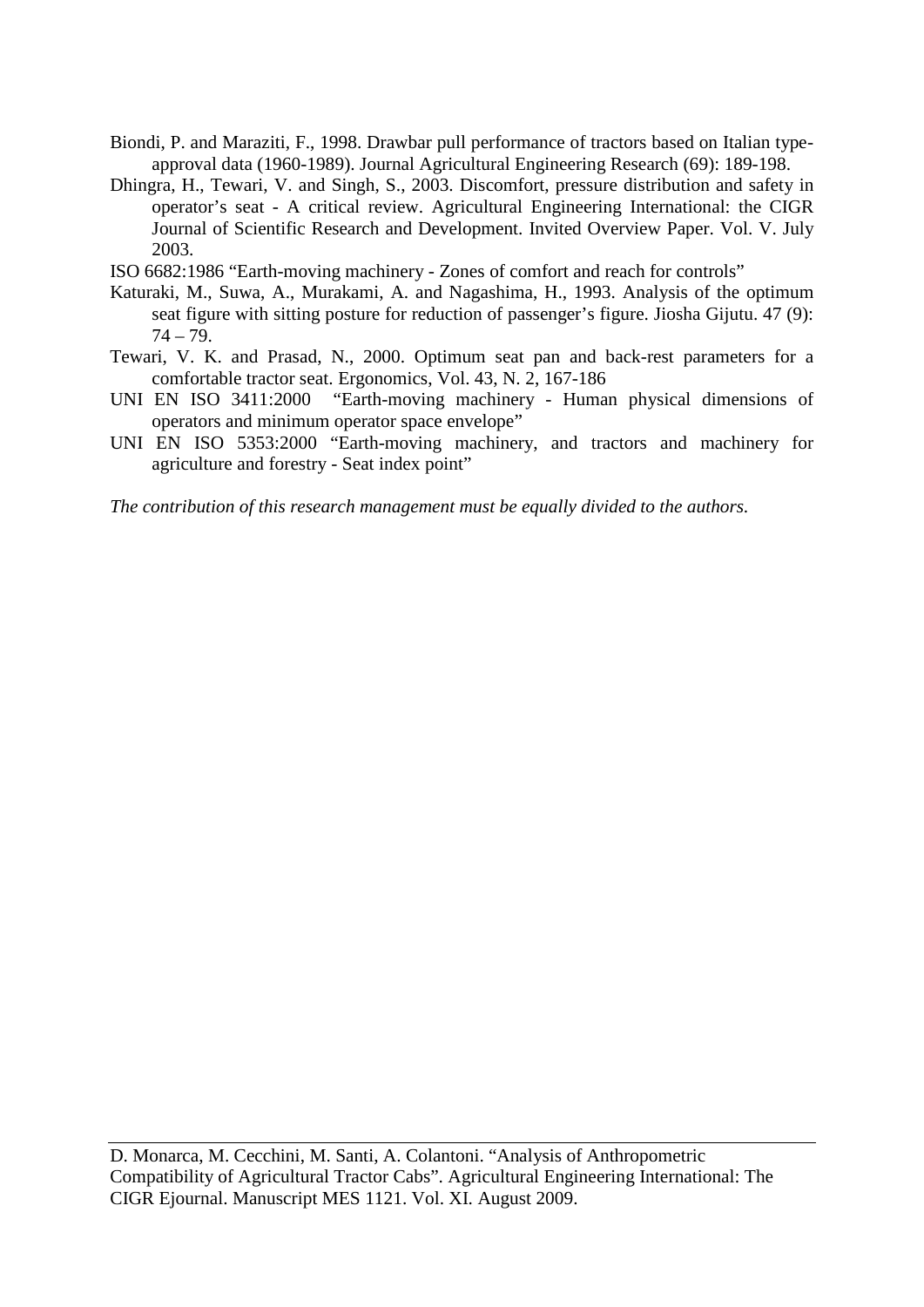Biondi, P. and Maraziti, F., 1998. Drawbar pull performance of tractors based on Italian type-approval data (1960-1989). Journal Agricultural Engineering Research (69): 189-198.

Dhingra, H., Tewari, V. and Singh, S., 2003. Discomfort, pressure distribution and safety in operator's seat - A critical review. Agricultural Engineering International: the CIGR Journal of Scientific Research and Development. Invited Overview Paper. Vol. V. July 2003.

ISO 6682:1986 "Earth-moving machinery - Zones of comfort and reach for controls"

Katuraki, M., Suwa, A., Murakami, A. and Nagashima, H., 1993. Analysis of the optimum seat figure with sitting posture for reduction of passenger's figure. Jiosha Gijutu. 47 (9): 74 – 79.

Tewari, V. K. and Prasad, N., 2000. Optimum seat pan and back-rest parameters for a comfortable tractor seat. Ergonomics, Vol. 43, N. 2, 167-186

UNI EN ISO 3411:2000 "Earth-moving machinery - Human physical dimensions of operators and minimum operator space envelope"

UNI EN ISO 5353:2000 "Earth-moving machinery, and tractors and machinery for agriculture and forestry - Seat index point"

*The contribution of this research management must be equally divided to the authors.*